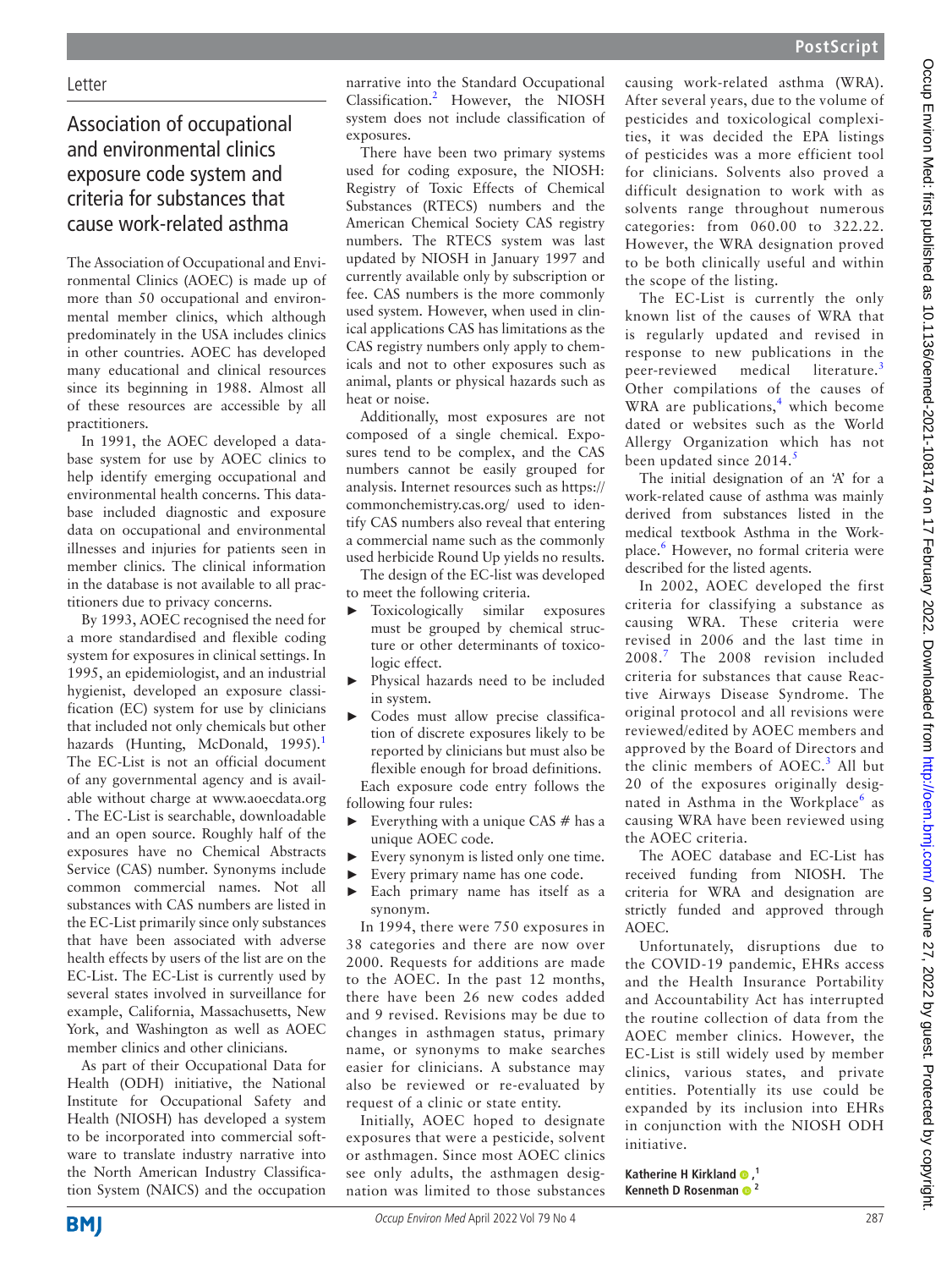Letter

# Association of occupational and environmental clinics exposure code system and criteria for substances that cause work-related asthma

The Association of Occupational and Environmental Clinics (AOEC) is made up of more than 50 occupational and environmental member clinics, which although predominately in the USA includes clinics in other countries. AOEC has developed many educational and clinical resources since its beginning in 1988. Almost all of these resources are accessible by all practitioners.

In 1991, the AOEC developed a database system for use by AOEC clinics to help identify emerging occupational and environmental health concerns. This database included diagnostic and exposure data on occupational and environmental illnesses and injuries for patients seen in member clinics. The clinical information in the database is not available to all practitioners due to privacy concerns.

By 1993, AOEC recognised the need for a more standardised and flexible coding system for exposures in clinical settings. In 1995, an epidemiologist, and an industrial hygienist, developed an exposure classification (EC) system for use by clinicians that included not only chemicals but other hazards (Hunting, McDonald, 1995).[1] The EC-List is not an official document of any governmental agency and is available without charge at www.aoecdata.org. The EC-List is searchable, downloadable and an open source. Roughly half of the exposures have no Chemical Abstracts Service (CAS) number. Synonyms include common commercial names. Not all substances with CAS numbers are listed in the EC-List primarily since only substances that have been associated with adverse health effects by users of the list are on the EC-List. The EC-List is currently used by several states involved in surveillance for example, California, Massachusetts, New York, and Washington as well as AOEC member clinics and other clinicians.

As part of their Occupational Data for Health (ODH) initiative, the National Institute for Occupational Safety and Health (NIOSH) has developed a system to be incorporated into commercial software to translate industry narrative into the North American Industry Classification System (NAICS) and the occupation narrative into the Standard Occupational Classification.[2] However, the NIOSH system does not include classification of exposures.

There have been two primary systems used for coding exposure, the NIOSH: Registry of Toxic Effects of Chemical Substances (RTECS) numbers and the American Chemical Society CAS registry numbers. The RTECS system was last updated by NIOSH in January 1997 and currently available only by subscription or fee. CAS numbers is the more commonly used system. However, when used in clinical applications CAS has limitations as the CAS registry numbers only apply to chemicals and not to other exposures such as animal, plants or physical hazards such as heat or noise.

Additionally, most exposures are not composed of a single chemical. Exposures tend to be complex, and the CAS numbers cannot be easily grouped for analysis. Internet resources such as https://commonchemistry.cas.org/ used to identify CAS numbers also reveal that entering a commercial name such as the commonly used herbicide Round Up yields no results.

The design of the EC-list was developed to meet the following criteria.

- Toxicologically similar exposures must be grouped by chemical structure or other determinants of toxicologic effect.
- Physical hazards need to be included in system.
- Codes must allow precise classification of discrete exposures likely to be reported by clinicians but must also be flexible enough for broad definitions.

Each exposure code entry follows the following four rules:

- Everything with a unique CAS # has a unique AOEC code.
- Every synonym is listed only one time.
- Every primary name has one code.
- Each primary name has itself as a synonym.

In 1994, there were 750 exposures in 38 categories and there are now over 2000. Requests for additions are made to the AOEC. In the past 12 months, there have been 26 new codes added and 9 revised. Revisions may be due to changes in asthmagen status, primary name, or synonyms to make searches easier for clinicians. A substance may also be reviewed or re-evaluated by request of a clinic or state entity.

Initially, AOEC hoped to designate exposures that were a pesticide, solvent or asthmagen. Since most AOEC clinics see only adults, the asthmagen designation was limited to those substances causing work-related asthma (WRA). After several years, due to the volume of pesticides and toxicological complexities, it was decided the EPA listings of pesticides was a more efficient tool for clinicians. Solvents also proved a difficult designation to work with as solvents range throughout numerous categories: from 060.00 to 322.22. However, the WRA designation proved to be both clinically useful and within the scope of the listing.

The EC-List is currently the only known list of the causes of WRA that is regularly updated and revised in response to new publications in the peer-reviewed medical literature.[3] Other compilations of the causes of WRA are publications,[4] which become dated or websites such as the World Allergy Organization which has not been updated since 2014.[5]

The initial designation of an 'A' for a work-related cause of asthma was mainly derived from substances listed in the medical textbook Asthma in the Workplace.[6] However, no formal criteria were described for the listed agents.

In 2002, AOEC developed the first criteria for classifying a substance as causing WRA. These criteria were revised in 2006 and the last time in 2008.[7] The 2008 revision included criteria for substances that cause Reactive Airways Disease Syndrome. The original protocol and all revisions were reviewed/edited by AOEC members and approved by the Board of Directors and the clinic members of AOEC.[3] All but 20 of the exposures originally designated in Asthma in the Workplace[6] as causing WRA have been reviewed using the AOEC criteria.

The AOEC database and EC-List has received funding from NIOSH. The criteria for WRA and designation are strictly funded and approved through AOEC.

Unfortunately, disruptions due to the COVID-19 pandemic, EHRs access and the Health Insurance Portability and Accountability Act has interrupted the routine collection of data from the AOEC member clinics. However, the EC-List is still widely used by member clinics, various states, and private entities. Potentially its use could be expanded by its inclusion into EHRs in conjunction with the NIOSH ODH initiative.

**Katherine H Kirkland**[1]
**Kenneth D Rosenman**[2]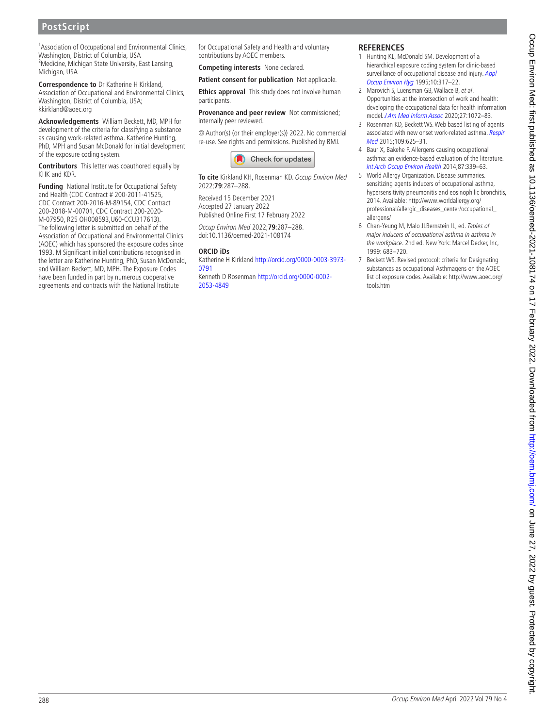[1]Association of Occupational and Environmental Clinics, Washington, District of Columbia, USA
[2]Medicine, Michigan State University, East Lansing, Michigan, USA

**Correspondence to** Dr Katherine H Kirkland, Association of Occupational and Environmental Clinics, Washington, District of Columbia, USA; kkirkland@aoec.org

**Acknowledgements** William Beckett, MD, MPH for development of the criteria for classifying a substance as causing work-related asthma. Katherine Hunting, PhD, MPH and Susan McDonald for initial development of the exposure coding system.

**Contributors** This letter was coauthored equally by KHK and KDR.

**Funding** National Institute for Occupational Safety and Health (CDC Contract # 200-2011-41525, CDC Contract 200-2016-M-89154, CDC Contract 200-2018-M-00701, CDC Contract 200-2020-M-07950, R25 OH008593,U60-CCU317613). The following letter is submitted on behalf of the Association of Occupational and Environmental Clinics (AOEC) which has sponsored the exposure codes since 1993. M Significant initial contributions recognised in the letter are Katherine Hunting, PhD, Susan McDonald, and William Beckett, MD, MPH. The Exposure Codes have been funded in part by numerous cooperative agreements and contracts with the National Institute for Occupational Safety and Health and voluntary contributions by AOEC members.

**Competing interests** None declared.

**Patient consent for publication** Not applicable.

**Ethics approval** This study does not involve human participants.

**Provenance and peer review** Not commissioned; internally peer reviewed.

© Author(s) (or their employer(s)) 2022. No commercial re-use. See rights and permissions. Published by BMJ.

**To cite** Kirkland KH, Rosenman KD. *Occup Environ Med* 2022;**79**:287–288.

Received 15 December 2021
Accepted 27 January 2022
Published Online First 17 February 2022

*Occup Environ Med* 2022;**79**:287–288. doi:10.1136/oemed-2021-108174

**ORCID iDs**

Katherine H Kirkland http://orcid.org/0000-0003-3973-0791
Kenneth D Rosenman http://orcid.org/0000-0002-2053-4849

## REFERENCES

1. Hunting KL, McDonald SM. Development of a hierarchical exposure coding system for clinic-based surveillance of occupational disease and injury. *Appl Occup Environ Hyg* 1995;10:317–22.
2. Marovich S, Luensman GB, Wallace B, *et al*. Opportunities at the intersection of work and health: developing the occupational data for health information model. *J Am Med Inform Assoc* 2020;27:1072–83.
3. Rosenman KD, Beckett WS. Web based listing of agents associated with new onset work-related asthma. *Respir Med* 2015;109:625–31.
4. Baur X, Bakehe P. Allergens causing occupational asthma: an evidence-based evaluation of the literature. *Int Arch Occup Environ Health* 2014;87:339–63.
5. World Allergy Organization. Disease summaries. sensitizing agents inducers of occupational asthma, hypersensitivity pneumonitis and eosinophilic bronchitis, 2014. Available: http://www.worldallergy.org/professional/allergic_diseases_center/occupational_allergens/
6. Chan-Yeung M, Malo JLBernstein IL, ed. *Tables of major inducers of occupational asthma in asthma in the workplace*. 2nd ed. New York: Marcel Decker, Inc, 1999: 683–720.
7. Beckett WS. Revised protocol: criteria for Designating substances as occupational Asthmagens on the AOEC list of exposure codes. Available: http://www.aoec.org/tools.htm